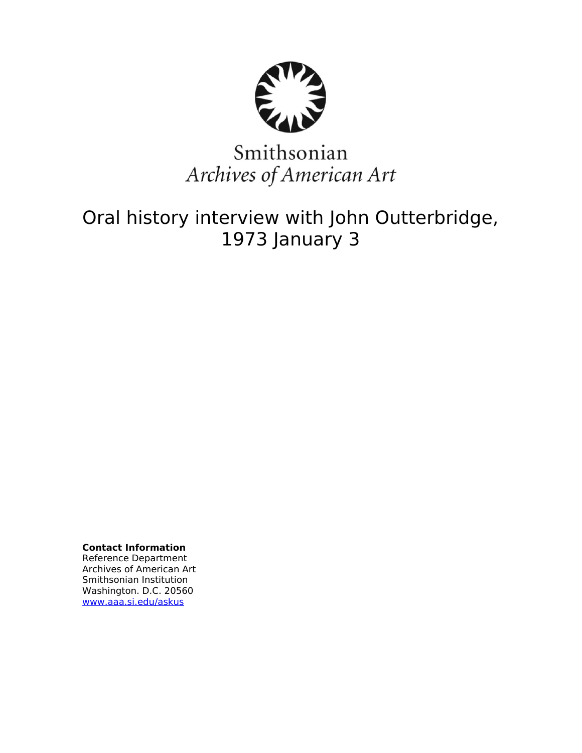Smithsonian
*Archives of American Art*

# Oral history interview with John Outterbridge, 1973 January 3

**Contact Information**
Reference Department
Archives of American Art
Smithsonian Institution
Washington. D.C. 20560
www.aaa.si.edu/askus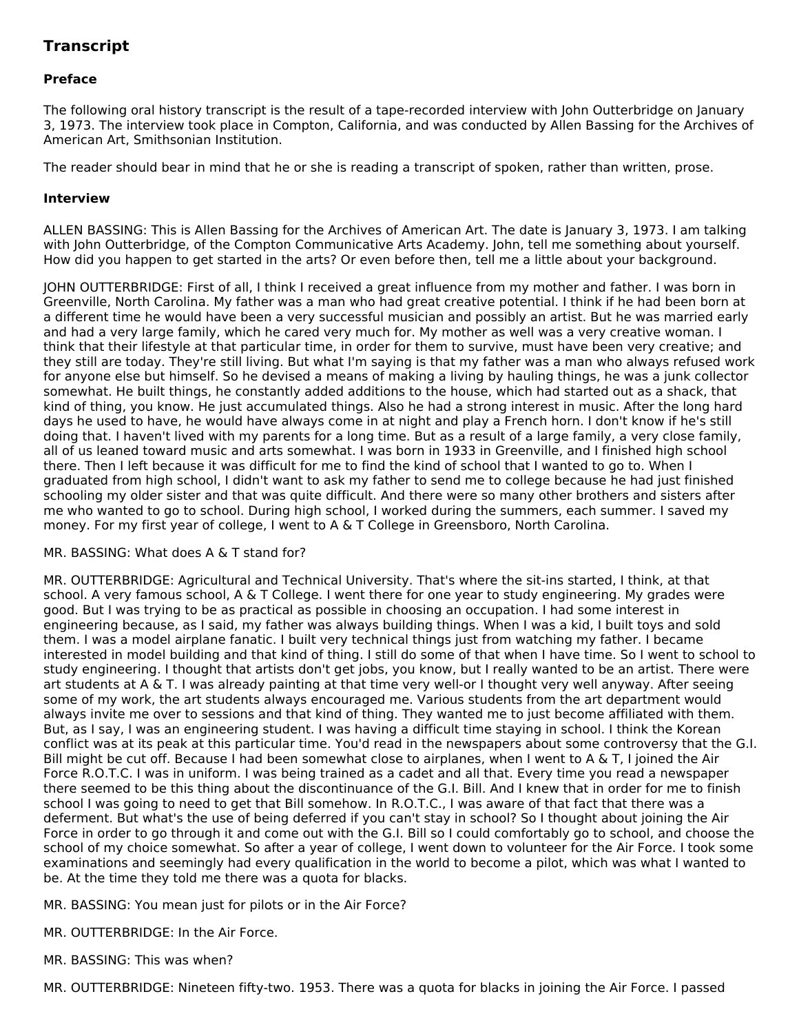## Transcript

### Preface

The following oral history transcript is the result of a tape-recorded interview with John Outterbridge on January 3, 1973. The interview took place in Compton, California, and was conducted by Allen Bassing for the Archives of American Art, Smithsonian Institution.

The reader should bear in mind that he or she is reading a transcript of spoken, rather than written, prose.

### Interview

ALLEN BASSING: This is Allen Bassing for the Archives of American Art. The date is January 3, 1973. I am talking with John Outterbridge, of the Compton Communicative Arts Academy. John, tell me something about yourself. How did you happen to get started in the arts? Or even before then, tell me a little about your background.

JOHN OUTTERBRIDGE: First of all, I think I received a great influence from my mother and father. I was born in Greenville, North Carolina. My father was a man who had great creative potential. I think if he had been born at a different time he would have been a very successful musician and possibly an artist. But he was married early and had a very large family, which he cared very much for. My mother as well was a very creative woman. I think that their lifestyle at that particular time, in order for them to survive, must have been very creative; and they still are today. They're still living. But what I'm saying is that my father was a man who always refused work for anyone else but himself. So he devised a means of making a living by hauling things, he was a junk collector somewhat. He built things, he constantly added additions to the house, which had started out as a shack, that kind of thing, you know. He just accumulated things. Also he had a strong interest in music. After the long hard days he used to have, he would have always come in at night and play a French horn. I don't know if he's still doing that. I haven't lived with my parents for a long time. But as a result of a large family, a very close family, all of us leaned toward music and arts somewhat. I was born in 1933 in Greenville, and I finished high school there. Then I left because it was difficult for me to find the kind of school that I wanted to go to. When I graduated from high school, I didn't want to ask my father to send me to college because he had just finished schooling my older sister and that was quite difficult. And there were so many other brothers and sisters after me who wanted to go to school. During high school, I worked during the summers, each summer. I saved my money. For my first year of college, I went to A & T College in Greensboro, North Carolina.

MR. BASSING: What does A & T stand for?

MR. OUTTERBRIDGE: Agricultural and Technical University. That's where the sit-ins started, I think, at that school. A very famous school, A & T College. I went there for one year to study engineering. My grades were good. But I was trying to be as practical as possible in choosing an occupation. I had some interest in engineering because, as I said, my father was always building things. When I was a kid, I built toys and sold them. I was a model airplane fanatic. I built very technical things just from watching my father. I became interested in model building and that kind of thing. I still do some of that when I have time. So I went to school to study engineering. I thought that artists don't get jobs, you know, but I really wanted to be an artist. There were art students at A & T. I was already painting at that time very well-or I thought very well anyway. After seeing some of my work, the art students always encouraged me. Various students from the art department would always invite me over to sessions and that kind of thing. They wanted me to just become affiliated with them. But, as I say, I was an engineering student. I was having a difficult time staying in school. I think the Korean conflict was at its peak at this particular time. You'd read in the newspapers about some controversy that the G.I. Bill might be cut off. Because I had been somewhat close to airplanes, when I went to A & T, I joined the Air Force R.O.T.C. I was in uniform. I was being trained as a cadet and all that. Every time you read a newspaper there seemed to be this thing about the discontinuance of the G.I. Bill. And I knew that in order for me to finish school I was going to need to get that Bill somehow. In R.O.T.C., I was aware of that fact that there was a deferment. But what's the use of being deferred if you can't stay in school? So I thought about joining the Air Force in order to go through it and come out with the G.I. Bill so I could comfortably go to school, and choose the school of my choice somewhat. So after a year of college, I went down to volunteer for the Air Force. I took some examinations and seemingly had every qualification in the world to become a pilot, which was what I wanted to be. At the time they told me there was a quota for blacks.

MR. BASSING: You mean just for pilots or in the Air Force?

MR. OUTTERBRIDGE: In the Air Force.

MR. BASSING: This was when?

MR. OUTTERBRIDGE: Nineteen fifty-two. 1953. There was a quota for blacks in joining the Air Force. I passed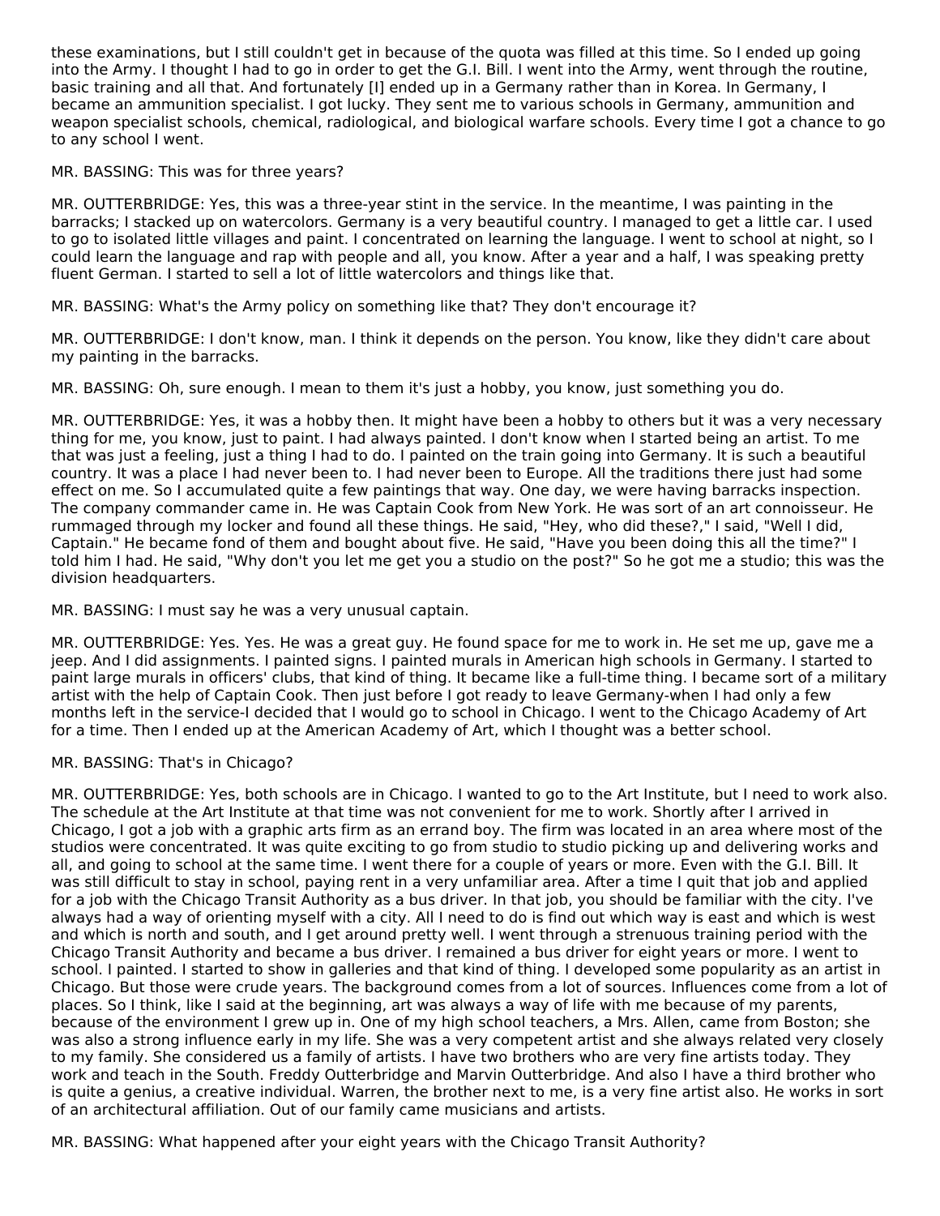these examinations, but I still couldn't get in because of the quota was filled at this time. So I ended up going into the Army. I thought I had to go in order to get the G.I. Bill. I went into the Army, went through the routine, basic training and all that. And fortunately [I] ended up in a Germany rather than in Korea. In Germany, I became an ammunition specialist. I got lucky. They sent me to various schools in Germany, ammunition and weapon specialist schools, chemical, radiological, and biological warfare schools. Every time I got a chance to go to any school I went.

MR. BASSING: This was for three years?

MR. OUTTERBRIDGE: Yes, this was a three-year stint in the service. In the meantime, I was painting in the barracks; I stacked up on watercolors. Germany is a very beautiful country. I managed to get a little car. I used to go to isolated little villages and paint. I concentrated on learning the language. I went to school at night, so I could learn the language and rap with people and all, you know. After a year and a half, I was speaking pretty fluent German. I started to sell a lot of little watercolors and things like that.

MR. BASSING: What's the Army policy on something like that? They don't encourage it?

MR. OUTTERBRIDGE: I don't know, man. I think it depends on the person. You know, like they didn't care about my painting in the barracks.

MR. BASSING: Oh, sure enough. I mean to them it's just a hobby, you know, just something you do.

MR. OUTTERBRIDGE: Yes, it was a hobby then. It might have been a hobby to others but it was a very necessary thing for me, you know, just to paint. I had always painted. I don't know when I started being an artist. To me that was just a feeling, just a thing I had to do. I painted on the train going into Germany. It is such a beautiful country. It was a place I had never been to. I had never been to Europe. All the traditions there just had some effect on me. So I accumulated quite a few paintings that way. One day, we were having barracks inspection. The company commander came in. He was Captain Cook from New York. He was sort of an art connoisseur. He rummaged through my locker and found all these things. He said, "Hey, who did these?," I said, "Well I did, Captain." He became fond of them and bought about five. He said, "Have you been doing this all the time?" I told him I had. He said, "Why don't you let me get you a studio on the post?" So he got me a studio; this was the division headquarters.

MR. BASSING: I must say he was a very unusual captain.

MR. OUTTERBRIDGE: Yes. Yes. He was a great guy. He found space for me to work in. He set me up, gave me a jeep. And I did assignments. I painted signs. I painted murals in American high schools in Germany. I started to paint large murals in officers' clubs, that kind of thing. It became like a full-time thing. I became sort of a military artist with the help of Captain Cook. Then just before I got ready to leave Germany-when I had only a few months left in the service-I decided that I would go to school in Chicago. I went to the Chicago Academy of Art for a time. Then I ended up at the American Academy of Art, which I thought was a better school.

MR. BASSING: That's in Chicago?

MR. OUTTERBRIDGE: Yes, both schools are in Chicago. I wanted to go to the Art Institute, but I need to work also. The schedule at the Art Institute at that time was not convenient for me to work. Shortly after I arrived in Chicago, I got a job with a graphic arts firm as an errand boy. The firm was located in an area where most of the studios were concentrated. It was quite exciting to go from studio to studio picking up and delivering works and all, and going to school at the same time. I went there for a couple of years or more. Even with the G.I. Bill. It was still difficult to stay in school, paying rent in a very unfamiliar area. After a time I quit that job and applied for a job with the Chicago Transit Authority as a bus driver. In that job, you should be familiar with the city. I've always had a way of orienting myself with a city. All I need to do is find out which way is east and which is west and which is north and south, and I get around pretty well. I went through a strenuous training period with the Chicago Transit Authority and became a bus driver. I remained a bus driver for eight years or more. I went to school. I painted. I started to show in galleries and that kind of thing. I developed some popularity as an artist in Chicago. But those were crude years. The background comes from a lot of sources. Influences come from a lot of places. So I think, like I said at the beginning, art was always a way of life with me because of my parents, because of the environment I grew up in. One of my high school teachers, a Mrs. Allen, came from Boston; she was also a strong influence early in my life. She was a very competent artist and she always related very closely to my family. She considered us a family of artists. I have two brothers who are very fine artists today. They work and teach in the South. Freddy Outterbridge and Marvin Outterbridge. And also I have a third brother who is quite a genius, a creative individual. Warren, the brother next to me, is a very fine artist also. He works in sort of an architectural affiliation. Out of our family came musicians and artists.

MR. BASSING: What happened after your eight years with the Chicago Transit Authority?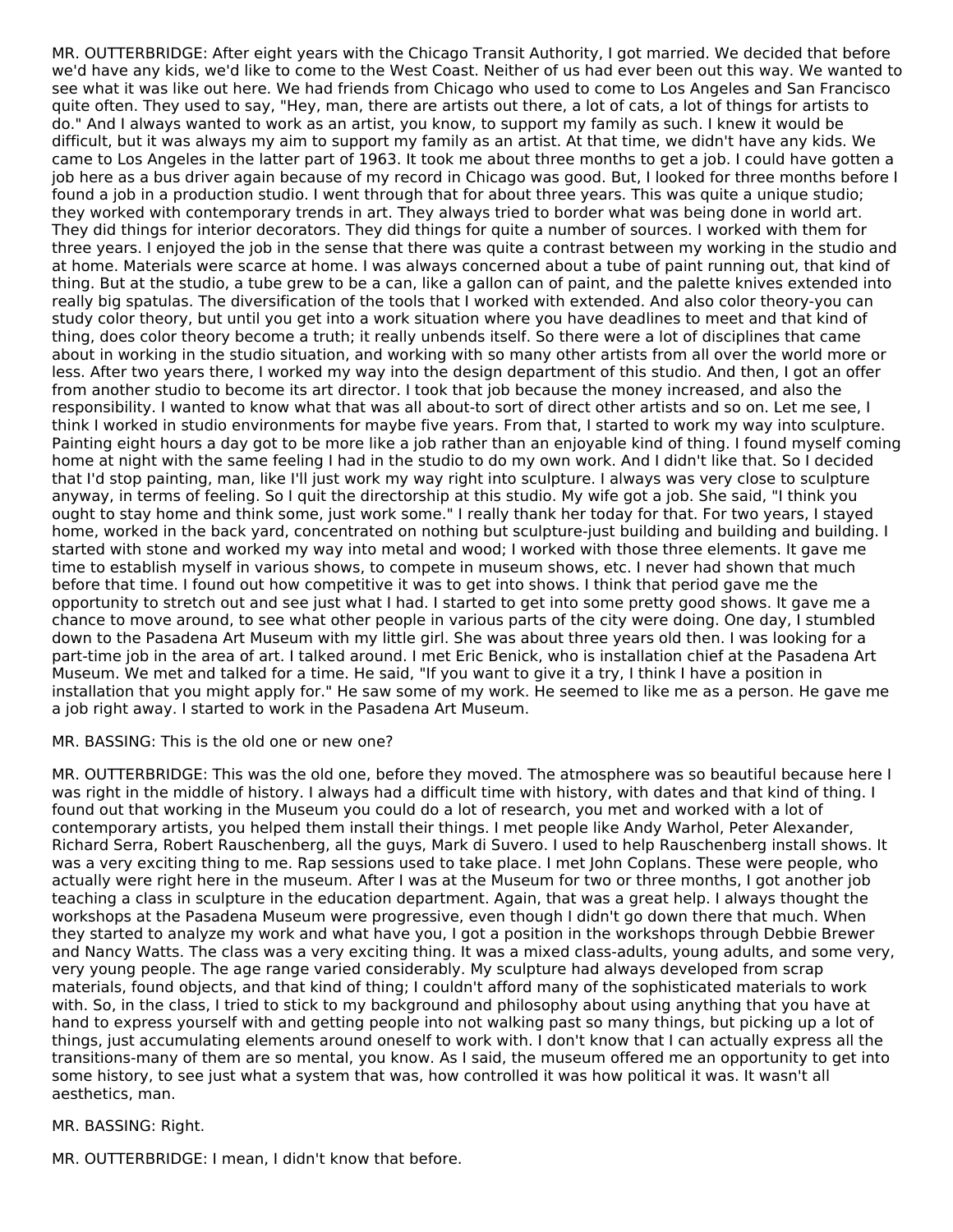MR. OUTTERBRIDGE: After eight years with the Chicago Transit Authority, I got married. We decided that before we'd have any kids, we'd like to come to the West Coast. Neither of us had ever been out this way. We wanted to see what it was like out here. We had friends from Chicago who used to come to Los Angeles and San Francisco quite often. They used to say, "Hey, man, there are artists out there, a lot of cats, a lot of things for artists to do." And I always wanted to work as an artist, you know, to support my family as such. I knew it would be difficult, but it was always my aim to support my family as an artist. At that time, we didn't have any kids. We came to Los Angeles in the latter part of 1963. It took me about three months to get a job. I could have gotten a job here as a bus driver again because of my record in Chicago was good. But, I looked for three months before I found a job in a production studio. I went through that for about three years. This was quite a unique studio; they worked with contemporary trends in art. They always tried to border what was being done in world art. They did things for interior decorators. They did things for quite a number of sources. I worked with them for three years. I enjoyed the job in the sense that there was quite a contrast between my working in the studio and at home. Materials were scarce at home. I was always concerned about a tube of paint running out, that kind of thing. But at the studio, a tube grew to be a can, like a gallon can of paint, and the palette knives extended into really big spatulas. The diversification of the tools that I worked with extended. And also color theory-you can study color theory, but until you get into a work situation where you have deadlines to meet and that kind of thing, does color theory become a truth; it really unbends itself. So there were a lot of disciplines that came about in working in the studio situation, and working with so many other artists from all over the world more or less. After two years there, I worked my way into the design department of this studio. And then, I got an offer from another studio to become its art director. I took that job because the money increased, and also the responsibility. I wanted to know what that was all about-to sort of direct other artists and so on. Let me see, I think I worked in studio environments for maybe five years. From that, I started to work my way into sculpture. Painting eight hours a day got to be more like a job rather than an enjoyable kind of thing. I found myself coming home at night with the same feeling I had in the studio to do my own work. And I didn't like that. So I decided that I'd stop painting, man, like I'll just work my way right into sculpture. I always was very close to sculpture anyway, in terms of feeling. So I quit the directorship at this studio. My wife got a job. She said, "I think you ought to stay home and think some, just work some." I really thank her today for that. For two years, I stayed home, worked in the back yard, concentrated on nothing but sculpture-just building and building and building. I started with stone and worked my way into metal and wood; I worked with those three elements. It gave me time to establish myself in various shows, to compete in museum shows, etc. I never had shown that much before that time. I found out how competitive it was to get into shows. I think that period gave me the opportunity to stretch out and see just what I had. I started to get into some pretty good shows. It gave me a chance to move around, to see what other people in various parts of the city were doing. One day, I stumbled down to the Pasadena Art Museum with my little girl. She was about three years old then. I was looking for a part-time job in the area of art. I talked around. I met Eric Benick, who is installation chief at the Pasadena Art Museum. We met and talked for a time. He said, "If you want to give it a try, I think I have a position in installation that you might apply for." He saw some of my work. He seemed to like me as a person. He gave me a job right away. I started to work in the Pasadena Art Museum.

MR. BASSING: This is the old one or new one?

MR. OUTTERBRIDGE: This was the old one, before they moved. The atmosphere was so beautiful because here I was right in the middle of history. I always had a difficult time with history, with dates and that kind of thing. I found out that working in the Museum you could do a lot of research, you met and worked with a lot of contemporary artists, you helped them install their things. I met people like Andy Warhol, Peter Alexander, Richard Serra, Robert Rauschenberg, all the guys, Mark di Suvero. I used to help Rauschenberg install shows. It was a very exciting thing to me. Rap sessions used to take place. I met John Coplans. These were people, who actually were right here in the museum. After I was at the Museum for two or three months, I got another job teaching a class in sculpture in the education department. Again, that was a great help. I always thought the workshops at the Pasadena Museum were progressive, even though I didn't go down there that much. When they started to analyze my work and what have you, I got a position in the workshops through Debbie Brewer and Nancy Watts. The class was a very exciting thing. It was a mixed class-adults, young adults, and some very, very young people. The age range varied considerably. My sculpture had always developed from scrap materials, found objects, and that kind of thing; I couldn't afford many of the sophisticated materials to work with. So, in the class, I tried to stick to my background and philosophy about using anything that you have at hand to express yourself with and getting people into not walking past so many things, but picking up a lot of things, just accumulating elements around oneself to work with. I don't know that I can actually express all the transitions-many of them are so mental, you know. As I said, the museum offered me an opportunity to get into some history, to see just what a system that was, how controlled it was how political it was. It wasn't all aesthetics, man.

MR. BASSING: Right.

MR. OUTTERBRIDGE: I mean, I didn't know that before.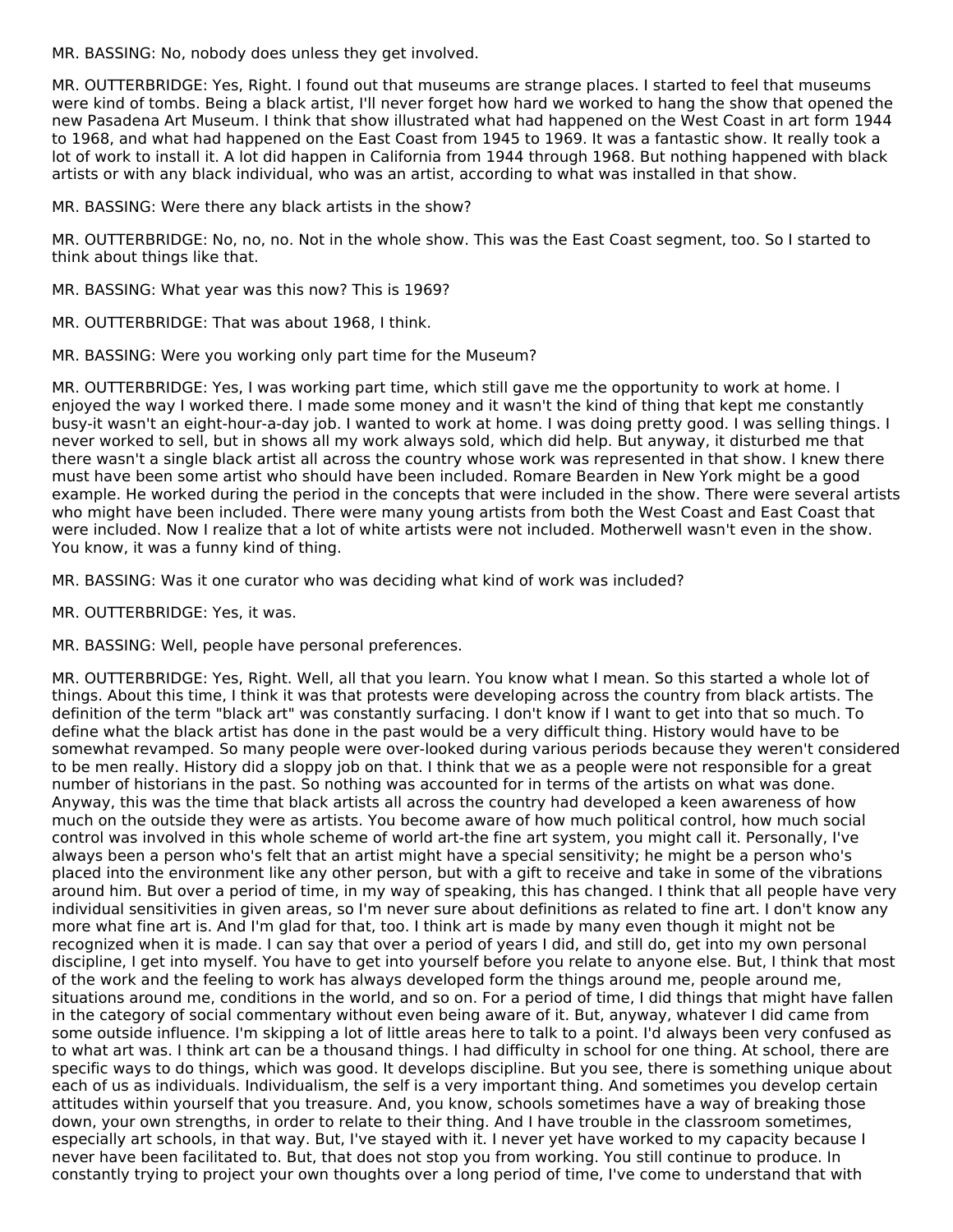MR. BASSING: No, nobody does unless they get involved.

MR. OUTTERBRIDGE: Yes, Right. I found out that museums are strange places. I started to feel that museums were kind of tombs. Being a black artist, I'll never forget how hard we worked to hang the show that opened the new Pasadena Art Museum. I think that show illustrated what had happened on the West Coast in art form 1944 to 1968, and what had happened on the East Coast from 1945 to 1969. It was a fantastic show. It really took a lot of work to install it. A lot did happen in California from 1944 through 1968. But nothing happened with black artists or with any black individual, who was an artist, according to what was installed in that show.

MR. BASSING: Were there any black artists in the show?

MR. OUTTERBRIDGE: No, no, no. Not in the whole show. This was the East Coast segment, too. So I started to think about things like that.

MR. BASSING: What year was this now? This is 1969?

MR. OUTTERBRIDGE: That was about 1968, I think.

MR. BASSING: Were you working only part time for the Museum?

MR. OUTTERBRIDGE: Yes, I was working part time, which still gave me the opportunity to work at home. I enjoyed the way I worked there. I made some money and it wasn't the kind of thing that kept me constantly busy-it wasn't an eight-hour-a-day job. I wanted to work at home. I was doing pretty good. I was selling things. I never worked to sell, but in shows all my work always sold, which did help. But anyway, it disturbed me that there wasn't a single black artist all across the country whose work was represented in that show. I knew there must have been some artist who should have been included. Romare Bearden in New York might be a good example. He worked during the period in the concepts that were included in the show. There were several artists who might have been included. There were many young artists from both the West Coast and East Coast that were included. Now I realize that a lot of white artists were not included. Motherwell wasn't even in the show. You know, it was a funny kind of thing.

MR. BASSING: Was it one curator who was deciding what kind of work was included?

MR. OUTTERBRIDGE: Yes, it was.

MR. BASSING: Well, people have personal preferences.

MR. OUTTERBRIDGE: Yes, Right. Well, all that you learn. You know what I mean. So this started a whole lot of things. About this time, I think it was that protests were developing across the country from black artists. The definition of the term "black art" was constantly surfacing. I don't know if I want to get into that so much. To define what the black artist has done in the past would be a very difficult thing. History would have to be somewhat revamped. So many people were over-looked during various periods because they weren't considered to be men really. History did a sloppy job on that. I think that we as a people were not responsible for a great number of historians in the past. So nothing was accounted for in terms of the artists on what was done. Anyway, this was the time that black artists all across the country had developed a keen awareness of how much on the outside they were as artists. You become aware of how much political control, how much social control was involved in this whole scheme of world art-the fine art system, you might call it. Personally, I've always been a person who's felt that an artist might have a special sensitivity; he might be a person who's placed into the environment like any other person, but with a gift to receive and take in some of the vibrations around him. But over a period of time, in my way of speaking, this has changed. I think that all people have very individual sensitivities in given areas, so I'm never sure about definitions as related to fine art. I don't know any more what fine art is. And I'm glad for that, too. I think art is made by many even though it might not be recognized when it is made. I can say that over a period of years I did, and still do, get into my own personal discipline, I get into myself. You have to get into yourself before you relate to anyone else. But, I think that most of the work and the feeling to work has always developed form the things around me, people around me, situations around me, conditions in the world, and so on. For a period of time, I did things that might have fallen in the category of social commentary without even being aware of it. But, anyway, whatever I did came from some outside influence. I'm skipping a lot of little areas here to talk to a point. I'd always been very confused as to what art was. I think art can be a thousand things. I had difficulty in school for one thing. At school, there are specific ways to do things, which was good. It develops discipline. But you see, there is something unique about each of us as individuals. Individualism, the self is a very important thing. And sometimes you develop certain attitudes within yourself that you treasure. And, you know, schools sometimes have a way of breaking those down, your own strengths, in order to relate to their thing. And I have trouble in the classroom sometimes, especially art schools, in that way. But, I've stayed with it. I never yet have worked to my capacity because I never have been facilitated to. But, that does not stop you from working. You still continue to produce. In constantly trying to project your own thoughts over a long period of time, I've come to understand that with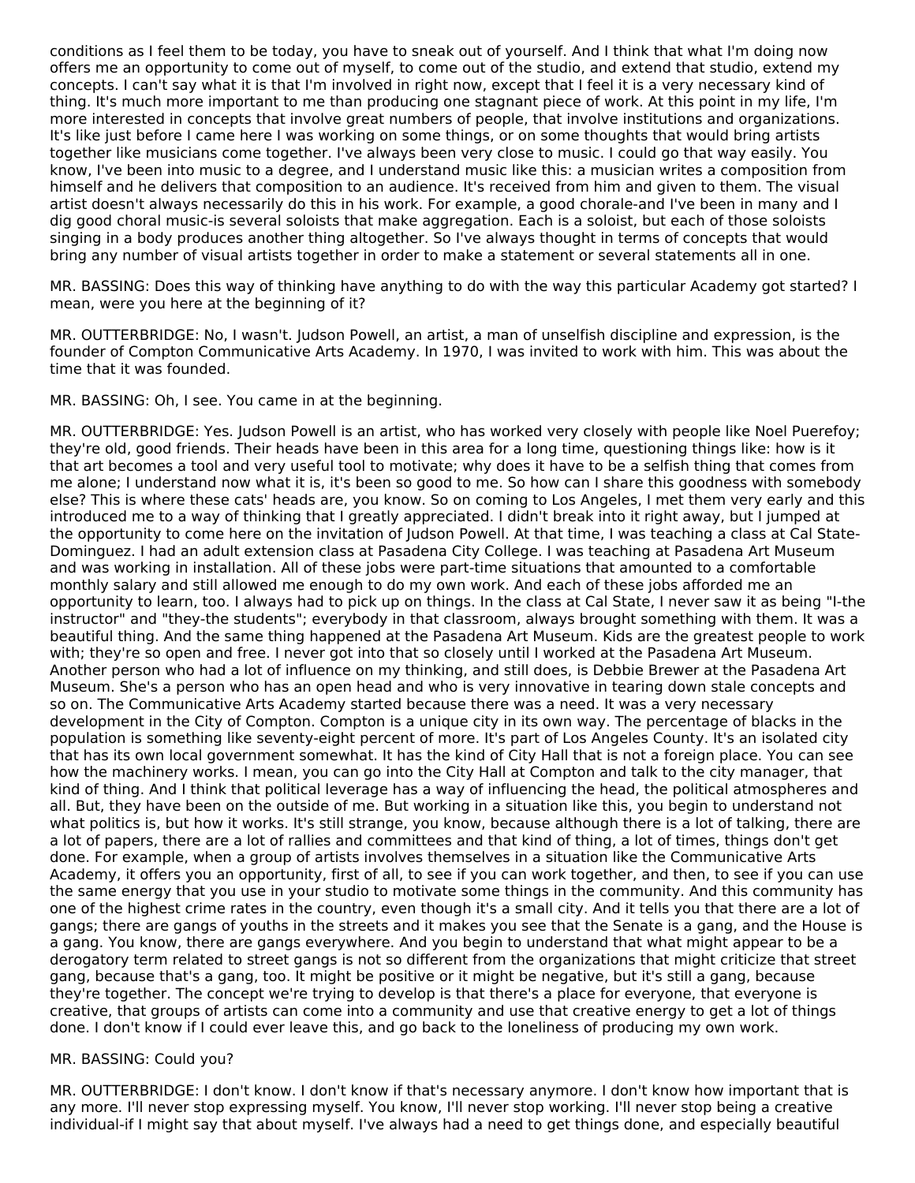conditions as I feel them to be today, you have to sneak out of yourself. And I think that what I'm doing now offers me an opportunity to come out of myself, to come out of the studio, and extend that studio, extend my concepts. I can't say what it is that I'm involved in right now, except that I feel it is a very necessary kind of thing. It's much more important to me than producing one stagnant piece of work. At this point in my life, I'm more interested in concepts that involve great numbers of people, that involve institutions and organizations. It's like just before I came here I was working on some things, or on some thoughts that would bring artists together like musicians come together. I've always been very close to music. I could go that way easily. You know, I've been into music to a degree, and I understand music like this: a musician writes a composition from himself and he delivers that composition to an audience. It's received from him and given to them. The visual artist doesn't always necessarily do this in his work. For example, a good chorale-and I've been in many and I dig good choral music-is several soloists that make aggregation. Each is a soloist, but each of those soloists singing in a body produces another thing altogether. So I've always thought in terms of concepts that would bring any number of visual artists together in order to make a statement or several statements all in one.

MR. BASSING: Does this way of thinking have anything to do with the way this particular Academy got started? I mean, were you here at the beginning of it?

MR. OUTTERBRIDGE: No, I wasn't. Judson Powell, an artist, a man of unselfish discipline and expression, is the founder of Compton Communicative Arts Academy. In 1970, I was invited to work with him. This was about the time that it was founded.

MR. BASSING: Oh, I see. You came in at the beginning.

MR. OUTTERBRIDGE: Yes. Judson Powell is an artist, who has worked very closely with people like Noel Puerefoy; they're old, good friends. Their heads have been in this area for a long time, questioning things like: how is it that art becomes a tool and very useful tool to motivate; why does it have to be a selfish thing that comes from me alone; I understand now what it is, it's been so good to me. So how can I share this goodness with somebody else? This is where these cats' heads are, you know. So on coming to Los Angeles, I met them very early and this introduced me to a way of thinking that I greatly appreciated. I didn't break into it right away, but I jumped at the opportunity to come here on the invitation of Judson Powell. At that time, I was teaching a class at Cal State-Dominguez. I had an adult extension class at Pasadena City College. I was teaching at Pasadena Art Museum and was working in installation. All of these jobs were part-time situations that amounted to a comfortable monthly salary and still allowed me enough to do my own work. And each of these jobs afforded me an opportunity to learn, too. I always had to pick up on things. In the class at Cal State, I never saw it as being "I-the instructor" and "they-the students"; everybody in that classroom, always brought something with them. It was a beautiful thing. And the same thing happened at the Pasadena Art Museum. Kids are the greatest people to work with; they're so open and free. I never got into that so closely until I worked at the Pasadena Art Museum. Another person who had a lot of influence on my thinking, and still does, is Debbie Brewer at the Pasadena Art Museum. She's a person who has an open head and who is very innovative in tearing down stale concepts and so on. The Communicative Arts Academy started because there was a need. It was a very necessary development in the City of Compton. Compton is a unique city in its own way. The percentage of blacks in the population is something like seventy-eight percent of more. It's part of Los Angeles County. It's an isolated city that has its own local government somewhat. It has the kind of City Hall that is not a foreign place. You can see how the machinery works. I mean, you can go into the City Hall at Compton and talk to the city manager, that kind of thing. And I think that political leverage has a way of influencing the head, the political atmospheres and all. But, they have been on the outside of me. But working in a situation like this, you begin to understand not what politics is, but how it works. It's still strange, you know, because although there is a lot of talking, there are a lot of papers, there are a lot of rallies and committees and that kind of thing, a lot of times, things don't get done. For example, when a group of artists involves themselves in a situation like the Communicative Arts Academy, it offers you an opportunity, first of all, to see if you can work together, and then, to see if you can use the same energy that you use in your studio to motivate some things in the community. And this community has one of the highest crime rates in the country, even though it's a small city. And it tells you that there are a lot of gangs; there are gangs of youths in the streets and it makes you see that the Senate is a gang, and the House is a gang. You know, there are gangs everywhere. And you begin to understand that what might appear to be a derogatory term related to street gangs is not so different from the organizations that might criticize that street gang, because that's a gang, too. It might be positive or it might be negative, but it's still a gang, because they're together. The concept we're trying to develop is that there's a place for everyone, that everyone is creative, that groups of artists can come into a community and use that creative energy to get a lot of things done. I don't know if I could ever leave this, and go back to the loneliness of producing my own work.

MR. BASSING: Could you?

MR. OUTTERBRIDGE: I don't know. I don't know if that's necessary anymore. I don't know how important that is any more. I'll never stop expressing myself. You know, I'll never stop working. I'll never stop being a creative individual-if I might say that about myself. I've always had a need to get things done, and especially beautiful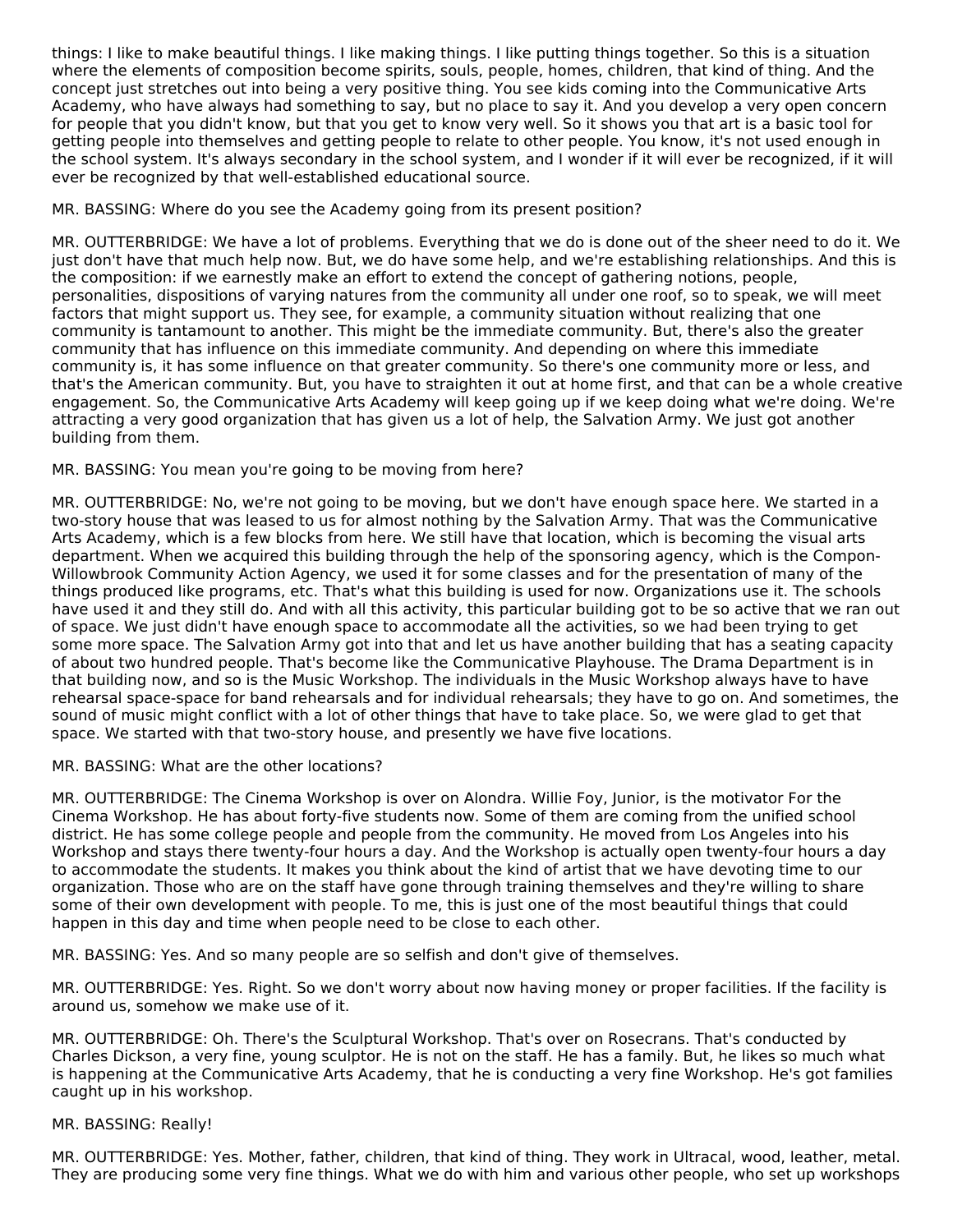things: I like to make beautiful things. I like making things. I like putting things together. So this is a situation where the elements of composition become spirits, souls, people, homes, children, that kind of thing. And the concept just stretches out into being a very positive thing. You see kids coming into the Communicative Arts Academy, who have always had something to say, but no place to say it. And you develop a very open concern for people that you didn't know, but that you get to know very well. So it shows you that art is a basic tool for getting people into themselves and getting people to relate to other people. You know, it's not used enough in the school system. It's always secondary in the school system, and I wonder if it will ever be recognized, if it will ever be recognized by that well-established educational source.

MR. BASSING: Where do you see the Academy going from its present position?

MR. OUTTERBRIDGE: We have a lot of problems. Everything that we do is done out of the sheer need to do it. We just don't have that much help now. But, we do have some help, and we're establishing relationships. And this is the composition: if we earnestly make an effort to extend the concept of gathering notions, people, personalities, dispositions of varying natures from the community all under one roof, so to speak, we will meet factors that might support us. They see, for example, a community situation without realizing that one community is tantamount to another. This might be the immediate community. But, there's also the greater community that has influence on this immediate community. And depending on where this immediate community is, it has some influence on that greater community. So there's one community more or less, and that's the American community. But, you have to straighten it out at home first, and that can be a whole creative engagement. So, the Communicative Arts Academy will keep going up if we keep doing what we're doing. We're attracting a very good organization that has given us a lot of help, the Salvation Army. We just got another building from them.

MR. BASSING: You mean you're going to be moving from here?

MR. OUTTERBRIDGE: No, we're not going to be moving, but we don't have enough space here. We started in a two-story house that was leased to us for almost nothing by the Salvation Army. That was the Communicative Arts Academy, which is a few blocks from here. We still have that location, which is becoming the visual arts department. When we acquired this building through the help of the sponsoring agency, which is the Compon-Willowbrook Community Action Agency, we used it for some classes and for the presentation of many of the things produced like programs, etc. That's what this building is used for now. Organizations use it. The schools have used it and they still do. And with all this activity, this particular building got to be so active that we ran out of space. We just didn't have enough space to accommodate all the activities, so we had been trying to get some more space. The Salvation Army got into that and let us have another building that has a seating capacity of about two hundred people. That's become like the Communicative Playhouse. The Drama Department is in that building now, and so is the Music Workshop. The individuals in the Music Workshop always have to have rehearsal space-space for band rehearsals and for individual rehearsals; they have to go on. And sometimes, the sound of music might conflict with a lot of other things that have to take place. So, we were glad to get that space. We started with that two-story house, and presently we have five locations.

MR. BASSING: What are the other locations?

MR. OUTTERBRIDGE: The Cinema Workshop is over on Alondra. Willie Foy, Junior, is the motivator For the Cinema Workshop. He has about forty-five students now. Some of them are coming from the unified school district. He has some college people and people from the community. He moved from Los Angeles into his Workshop and stays there twenty-four hours a day. And the Workshop is actually open twenty-four hours a day to accommodate the students. It makes you think about the kind of artist that we have devoting time to our organization. Those who are on the staff have gone through training themselves and they're willing to share some of their own development with people. To me, this is just one of the most beautiful things that could happen in this day and time when people need to be close to each other.

MR. BASSING: Yes. And so many people are so selfish and don't give of themselves.

MR. OUTTERBRIDGE: Yes. Right. So we don't worry about now having money or proper facilities. If the facility is around us, somehow we make use of it.

MR. OUTTERBRIDGE: Oh. There's the Sculptural Workshop. That's over on Rosecrans. That's conducted by Charles Dickson, a very fine, young sculptor. He is not on the staff. He has a family. But, he likes so much what is happening at the Communicative Arts Academy, that he is conducting a very fine Workshop. He's got families caught up in his workshop.

MR. BASSING: Really!

MR. OUTTERBRIDGE: Yes. Mother, father, children, that kind of thing. They work in Ultracal, wood, leather, metal. They are producing some very fine things. What we do with him and various other people, who set up workshops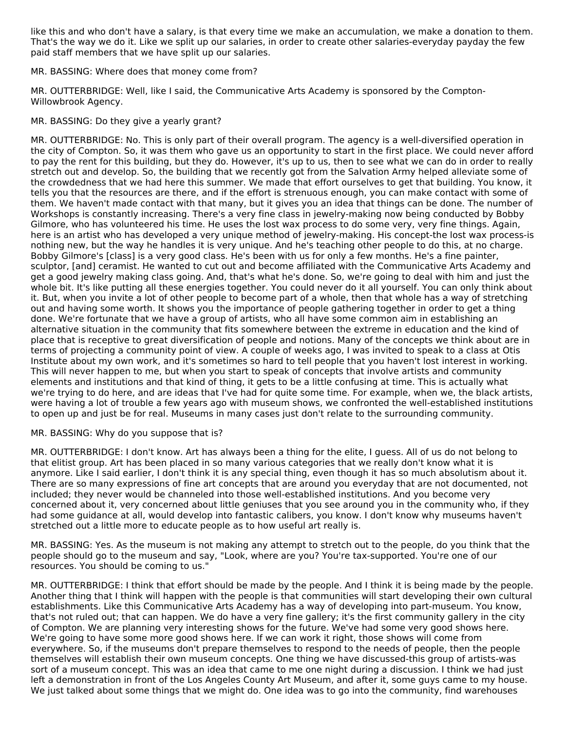like this and who don't have a salary, is that every time we make an accumulation, we make a donation to them. That's the way we do it. Like we split up our salaries, in order to create other salaries-everyday payday the few paid staff members that we have split up our salaries.

MR. BASSING: Where does that money come from?

MR. OUTTERBRIDGE: Well, like I said, the Communicative Arts Academy is sponsored by the Compton-Willowbrook Agency.

MR. BASSING: Do they give a yearly grant?

MR. OUTTERBRIDGE: No. This is only part of their overall program. The agency is a well-diversified operation in the city of Compton. So, it was them who gave us an opportunity to start in the first place. We could never afford to pay the rent for this building, but they do. However, it's up to us, then to see what we can do in order to really stretch out and develop. So, the building that we recently got from the Salvation Army helped alleviate some of the crowdedness that we had here this summer. We made that effort ourselves to get that building. You know, it tells you that the resources are there, and if the effort is strenuous enough, you can make contact with some of them. We haven't made contact with that many, but it gives you an idea that things can be done. The number of Workshops is constantly increasing. There's a very fine class in jewelry-making now being conducted by Bobby Gilmore, who has volunteered his time. He uses the lost wax process to do some very, very fine things. Again, here is an artist who has developed a very unique method of jewelry-making. His concept-the lost wax process-is nothing new, but the way he handles it is very unique. And he's teaching other people to do this, at no charge. Bobby Gilmore's [class] is a very good class. He's been with us for only a few months. He's a fine painter, sculptor, [and] ceramist. He wanted to cut out and become affiliated with the Communicative Arts Academy and get a good jewelry making class going. And, that's what he's done. So, we're going to deal with him and just the whole bit. It's like putting all these energies together. You could never do it all yourself. You can only think about it. But, when you invite a lot of other people to become part of a whole, then that whole has a way of stretching out and having some worth. It shows you the importance of people gathering together in order to get a thing done. We're fortunate that we have a group of artists, who all have some common aim in establishing an alternative situation in the community that fits somewhere between the extreme in education and the kind of place that is receptive to great diversification of people and notions. Many of the concepts we think about are in terms of projecting a community point of view. A couple of weeks ago, I was invited to speak to a class at Otis Institute about my own work, and it's sometimes so hard to tell people that you haven't lost interest in working. This will never happen to me, but when you start to speak of concepts that involve artists and community elements and institutions and that kind of thing, it gets to be a little confusing at time. This is actually what we're trying to do here, and are ideas that I've had for quite some time. For example, when we, the black artists, were having a lot of trouble a few years ago with museum shows, we confronted the well-established institutions to open up and just be for real. Museums in many cases just don't relate to the surrounding community.

MR. BASSING: Why do you suppose that is?

MR. OUTTERBRIDGE: I don't know. Art has always been a thing for the elite, I guess. All of us do not belong to that elitist group. Art has been placed in so many various categories that we really don't know what it is anymore. Like I said earlier, I don't think it is any special thing, even though it has so much absolutism about it. There are so many expressions of fine art concepts that are around you everyday that are not documented, not included; they never would be channeled into those well-established institutions. And you become very concerned about it, very concerned about little geniuses that you see around you in the community who, if they had some guidance at all, would develop into fantastic calibers, you know. I don't know why museums haven't stretched out a little more to educate people as to how useful art really is.

MR. BASSING: Yes. As the museum is not making any attempt to stretch out to the people, do you think that the people should go to the museum and say, "Look, where are you? You're tax-supported. You're one of our resources. You should be coming to us."

MR. OUTTERBRIDGE: I think that effort should be made by the people. And I think it is being made by the people. Another thing that I think will happen with the people is that communities will start developing their own cultural establishments. Like this Communicative Arts Academy has a way of developing into part-museum. You know, that's not ruled out; that can happen. We do have a very fine gallery; it's the first community gallery in the city of Compton. We are planning very interesting shows for the future. We've had some very good shows here. We're going to have some more good shows here. If we can work it right, those shows will come from everywhere. So, if the museums don't prepare themselves to respond to the needs of people, then the people themselves will establish their own museum concepts. One thing we have discussed-this group of artists-was sort of a museum concept. This was an idea that came to me one night during a discussion. I think we had just left a demonstration in front of the Los Angeles County Art Museum, and after it, some guys came to my house. We just talked about some things that we might do. One idea was to go into the community, find warehouses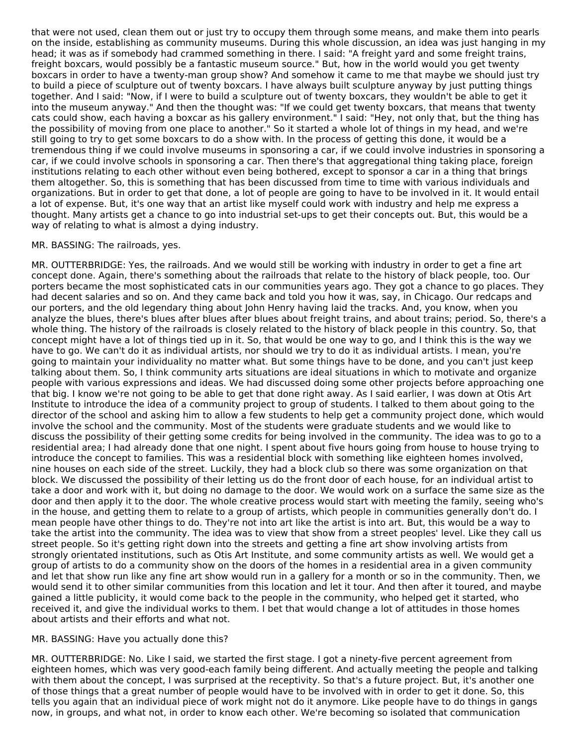that were not used, clean them out or just try to occupy them through some means, and make them into pearls on the inside, establishing as community museums. During this whole discussion, an idea was just hanging in my head; it was as if somebody had crammed something in there. I said: "A freight yard and some freight trains, freight boxcars, would possibly be a fantastic museum source." But, how in the world would you get twenty boxcars in order to have a twenty-man group show? And somehow it came to me that maybe we should just try to build a piece of sculpture out of twenty boxcars. I have always built sculpture anyway by just putting things together. And I said: "Now, if I were to build a sculpture out of twenty boxcars, they wouldn't be able to get it into the museum anyway." And then the thought was: "If we could get twenty boxcars, that means that twenty cats could show, each having a boxcar as his gallery environment." I said: "Hey, not only that, but the thing has the possibility of moving from one place to another." So it started a whole lot of things in my head, and we're still going to try to get some boxcars to do a show with. In the process of getting this done, it would be a tremendous thing if we could involve museums in sponsoring a car, if we could involve industries in sponsoring a car, if we could involve schools in sponsoring a car. Then there's that aggregational thing taking place, foreign institutions relating to each other without even being bothered, except to sponsor a car in a thing that brings them altogether. So, this is something that has been discussed from time to time with various individuals and organizations. But in order to get that done, a lot of people are going to have to be involved in it. It would entail a lot of expense. But, it's one way that an artist like myself could work with industry and help me express a thought. Many artists get a chance to go into industrial set-ups to get their concepts out. But, this would be a way of relating to what is almost a dying industry.

MR. BASSING: The railroads, yes.

MR. OUTTERBRIDGE: Yes, the railroads. And we would still be working with industry in order to get a fine art concept done. Again, there's something about the railroads that relate to the history of black people, too. Our porters became the most sophisticated cats in our communities years ago. They got a chance to go places. They had decent salaries and so on. And they came back and told you how it was, say, in Chicago. Our redcaps and our porters, and the old legendary thing about John Henry having laid the tracks. And, you know, when you analyze the blues, there's blues after blues after blues about freight trains, and about trains; period. So, there's a whole thing. The history of the railroads is closely related to the history of black people in this country. So, that concept might have a lot of things tied up in it. So, that would be one way to go, and I think this is the way we have to go. We can't do it as individual artists, nor should we try to do it as individual artists. I mean, you're going to maintain your individuality no matter what. But some things have to be done, and you can't just keep talking about them. So, I think community arts situations are ideal situations in which to motivate and organize people with various expressions and ideas. We had discussed doing some other projects before approaching one that big. I know we're not going to be able to get that done right away. As I said earlier, I was down at Otis Art Institute to introduce the idea of a community project to group of students. I talked to them about going to the director of the school and asking him to allow a few students to help get a community project done, which would involve the school and the community. Most of the students were graduate students and we would like to discuss the possibility of their getting some credits for being involved in the community. The idea was to go to a residential area; I had already done that one night. I spent about five hours going from house to house trying to introduce the concept to families. This was a residential block with something like eighteen homes involved, nine houses on each side of the street. Luckily, they had a block club so there was some organization on that block. We discussed the possibility of their letting us do the front door of each house, for an individual artist to take a door and work with it, but doing no damage to the door. We would work on a surface the same size as the door and then apply it to the door. The whole creative process would start with meeting the family, seeing who's in the house, and getting them to relate to a group of artists, which people in communities generally don't do. I mean people have other things to do. They're not into art like the artist is into art. But, this would be a way to take the artist into the community. The idea was to view that show from a street peoples' level. Like they call us street people. So it's getting right down into the streets and getting a fine art show involving artists from strongly orientated institutions, such as Otis Art Institute, and some community artists as well. We would get a group of artists to do a community show on the doors of the homes in a residential area in a given community and let that show run like any fine art show would run in a gallery for a month or so in the community. Then, we would send it to other similar communities from this location and let it tour. And then after it toured, and maybe gained a little publicity, it would come back to the people in the community, who helped get it started, who received it, and give the individual works to them. I bet that would change a lot of attitudes in those homes about artists and their efforts and what not.

MR. BASSING: Have you actually done this?

MR. OUTTERBRIDGE: No. Like I said, we started the first stage. I got a ninety-five percent agreement from eighteen homes, which was very good-each family being different. And actually meeting the people and talking with them about the concept, I was surprised at the receptivity. So that's a future project. But, it's another one of those things that a great number of people would have to be involved with in order to get it done. So, this tells you again that an individual piece of work might not do it anymore. Like people have to do things in gangs now, in groups, and what not, in order to know each other. We're becoming so isolated that communication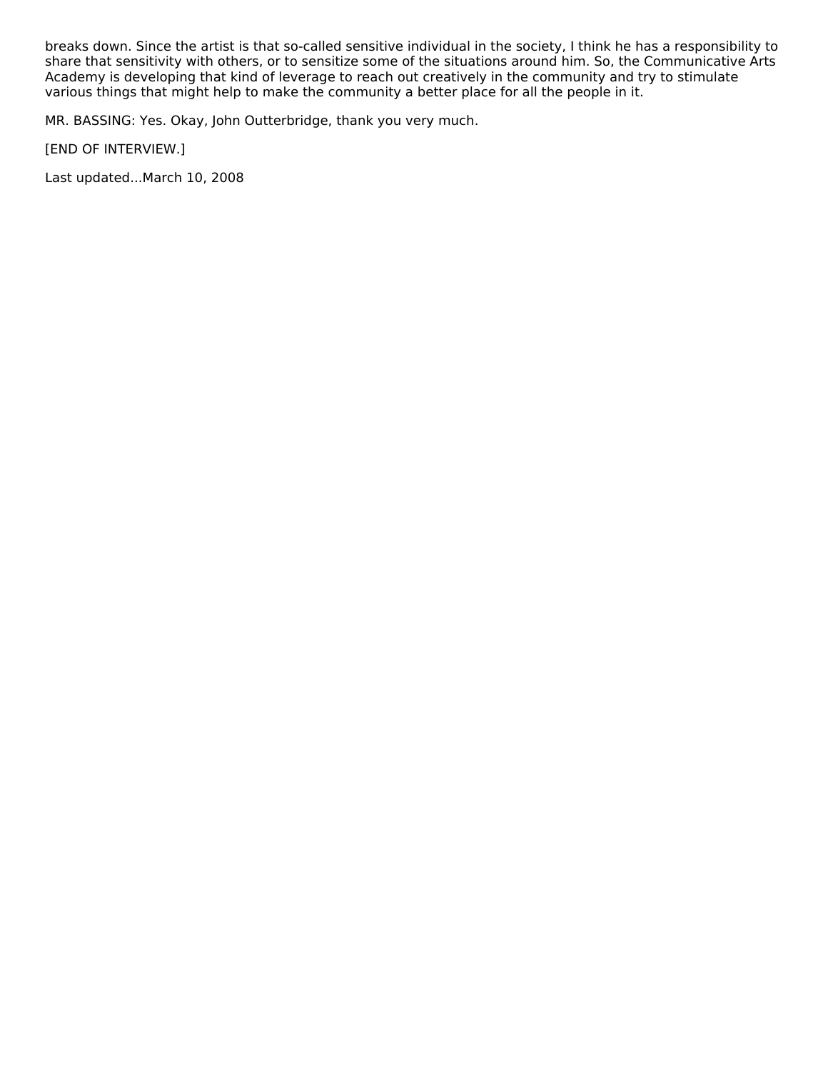breaks down. Since the artist is that so-called sensitive individual in the society, I think he has a responsibility to share that sensitivity with others, or to sensitize some of the situations around him. So, the Communicative Arts Academy is developing that kind of leverage to reach out creatively in the community and try to stimulate various things that might help to make the community a better place for all the people in it.

MR. BASSING: Yes. Okay, John Outterbridge, thank you very much.

[END OF INTERVIEW.]

Last updated...March 10, 2008